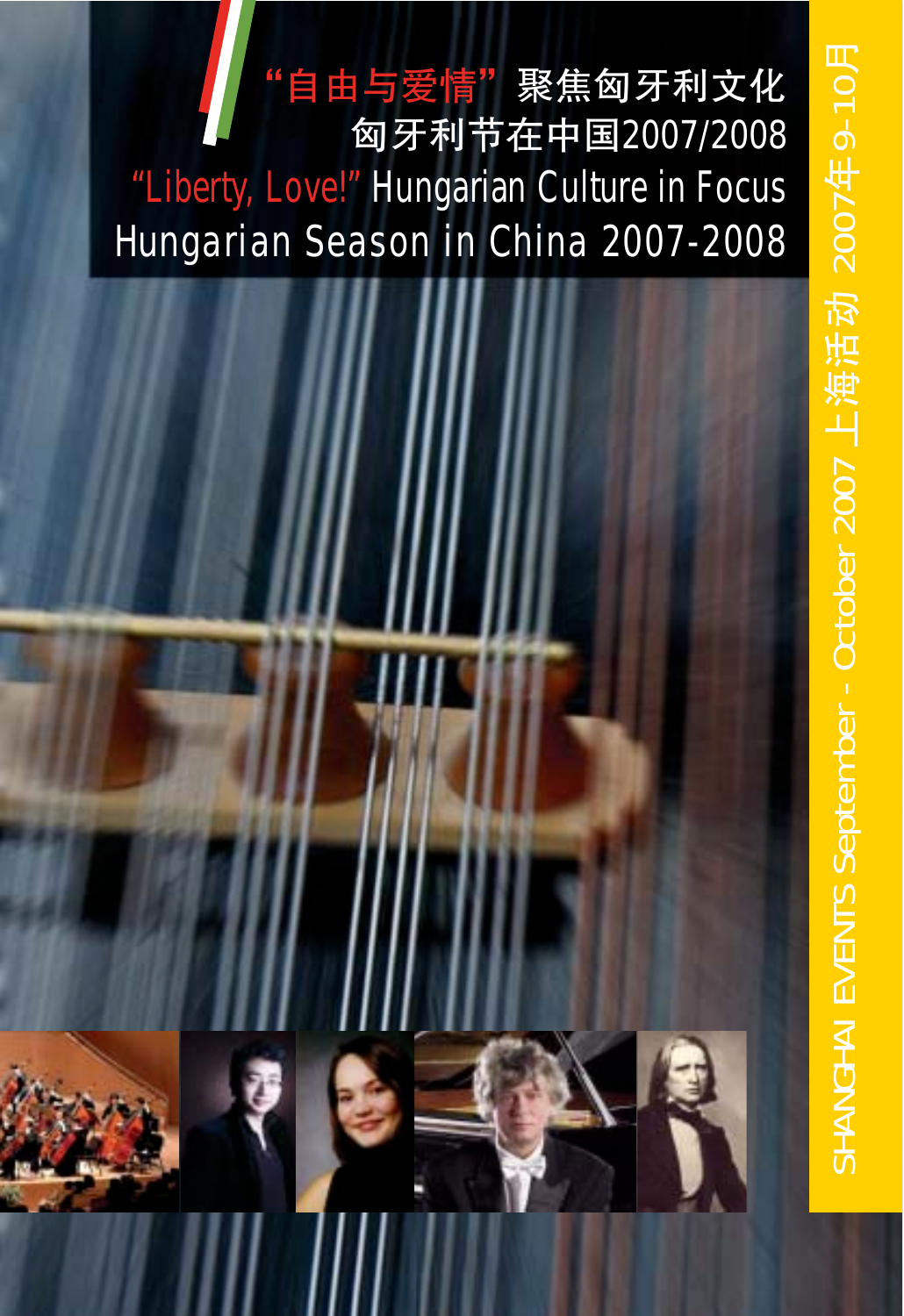# "自由与爱情" 聚焦匈牙利文化
## 匈牙利节在中国2007/2008

# "Liberty, Love!" Hungarian Culture in Focus
## Hungarian Season in China 2007-2008

SHANGHAI EVENTS September - October 2007 上海活动 2007年9-10月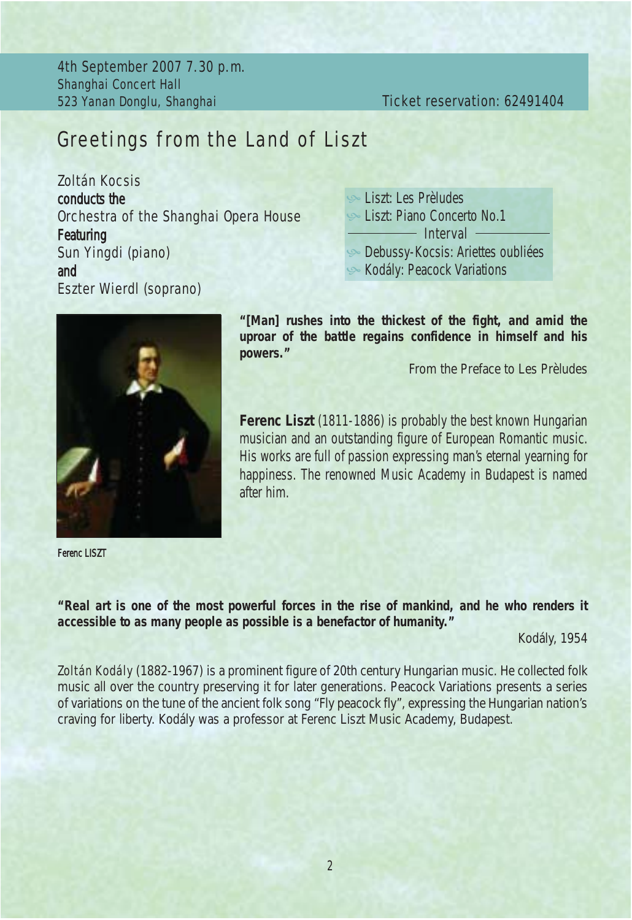4th September 2007 7.30 p.m.
Shanghai Concert Hall
523 Yanan Donglu, Shanghai

Ticket reservation: 62491404

# Greetings from the Land of Liszt

Zoltán Kocsis
**conducts the**
Orchestra of the Shanghai Opera House
**Featuring**
Sun Yingdi (piano)
**and**
Eszter Wierdl (soprano)

- Liszt: Les Prèludes
- Liszt: Piano Concerto No.1

Interval

- Debussy-Kocsis: Ariettes oubliées
- Kodály: Peacock Variations

**"[Man] rushes into the thickest of the fight, and amid the uproar of the battle regains confidence in himself and his powers."**

From the Preface to Les Prèludes

**Ferenc Liszt** (1811-1886) is probably the best known Hungarian musician and an outstanding figure of European Romantic music. His works are full of passion expressing man's eternal yearning for happiness. The renowned Music Academy in Budapest is named after him.

Ferenc LISZT

**"Real art is one of the most powerful forces in the rise of mankind, and he who renders it accessible to as many people as possible is a benefactor of humanity."**

Kodály, 1954

Zoltán Kodály (1882-1967) is a prominent figure of 20th century Hungarian music. He collected folk music all over the country preserving it for later generations. Peacock Variations presents a series of variations on the tune of the ancient folk song "Fly peacock fly", expressing the Hungarian nation's craving for liberty. Kodály was a professor at Ferenc Liszt Music Academy, Budapest.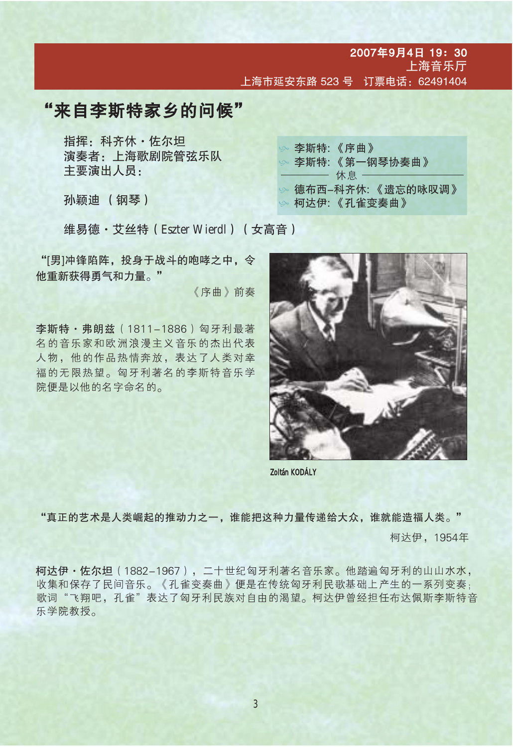2007年9月4日 19：30
上海音乐厅
上海市延安东路 523 号　订票电话：62491404

## “来自李斯特家乡的问候”

指挥：科齐休・佐尔坦
演奏者：上海歌剧院管弦乐队
主要演出人员：

孙颖迪 （钢琴）

维易德・艾丝特（Eszter Wierdl）（女高音）

- 李斯特:《序曲》
- 李斯特:《第一钢琴协奏曲》

休息

- 德布西–科齐休:《遗忘的咏叹调》
- 柯达伊:《孔雀变奏曲》

**“[男]冲锋陷阵，投身于战斗的咆哮之中，令他重新获得勇气和力量。”**

《序曲》前奏

**李斯特・弗朗兹**（1811–1886）匈牙利最著名的音乐家和欧洲浪漫主义音乐的杰出代表人物，他的作品热情奔放，表达了人类对幸福的无限热望。匈牙利著名的李斯特音乐学院便是以他的名字命名的。

Zoltán KODÁLY

**“真正的艺术是人类崛起的推动力之一，谁能把这种力量传递给大众，谁就能造福人类。”**

柯达伊，1954年

**柯达伊・佐尔坦**（1882–1967），二十世纪匈牙利著名音乐家。他踏遍匈牙利的山山水水，收集和保存了民间音乐。《孔雀变奏曲》便是在传统匈牙利民歌基础上产生的一系列变奏；歌词“飞翔吧，孔雀”表达了匈牙利民族对自由的渴望。柯达伊曾经担任布达佩斯李斯特音乐学院教授。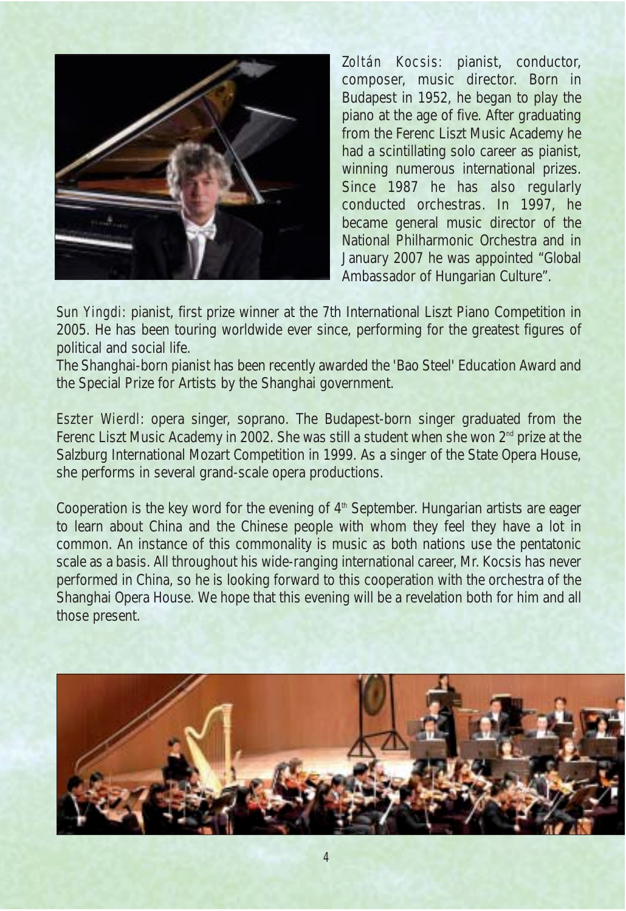Zoltán Kocsis: pianist, conductor, composer, music director. Born in Budapest in 1952, he began to play the piano at the age of five. After graduating from the Ferenc Liszt Music Academy he had a scintillating solo career as pianist, winning numerous international prizes. Since 1987 he has also regularly conducted orchestras. In 1997, he became general music director of the National Philharmonic Orchestra and in January 2007 he was appointed "Global Ambassador of Hungarian Culture".

Sun Yingdi: pianist, first prize winner at the 7th International Liszt Piano Competition in 2005. He has been touring worldwide ever since, performing for the greatest figures of political and social life.
The Shanghai-born pianist has been recently awarded the 'Bao Steel' Education Award and the Special Prize for Artists by the Shanghai government.

Eszter Wierdl: opera singer, soprano. The Budapest-born singer graduated from the Ferenc Liszt Music Academy in 2002. She was still a student when she won 2nd prize at the Salzburg International Mozart Competition in 1999. As a singer of the State Opera House, she performs in several grand-scale opera productions.

Cooperation is the key word for the evening of 4th September. Hungarian artists are eager to learn about China and the Chinese people with whom they feel they have a lot in common. An instance of this commonality is music as both nations use the pentatonic scale as a basis. All throughout his wide-ranging international career, Mr. Kocsis has never performed in China, so he is looking forward to this cooperation with the orchestra of the Shanghai Opera House. We hope that this evening will be a revelation both for him and all those present.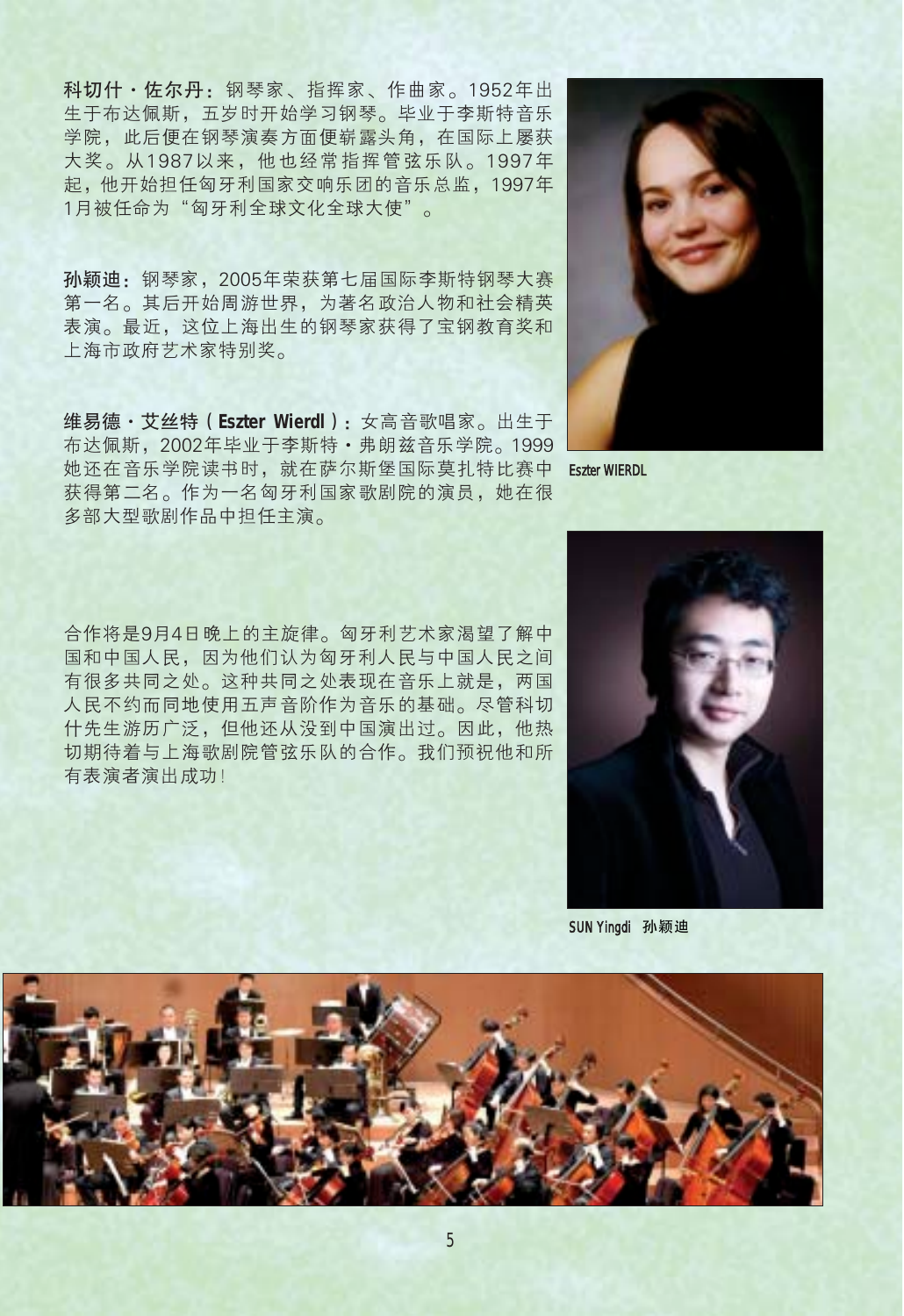**科切什·佐尔丹**：钢琴家、指挥家、作曲家。1952年出生于布达佩斯，五岁时开始学习钢琴。毕业于李斯特音乐学院，此后便在钢琴演奏方面便崭露头角，在国际上屡获大奖。从1987以来，他也经常指挥管弦乐队。1997年起，他开始担任匈牙利国家交响乐团的音乐总监，1997年1月被任命为“匈牙利全球文化全球大使”。

**孙颖迪**：钢琴家，2005年荣获第七届国际李斯特钢琴大赛第一名。其后开始周游世界，为著名政治人物和社会精英表演。最近，这位上海出生的钢琴家获得了宝钢教育奖和上海市政府艺术家特别奖。

**维易德·艾丝特（Eszter Wierdl）**：女高音歌唱家。出生于布达佩斯，2002年毕业于李斯特·弗朗兹音乐学院。1999她还在音乐学院读书时，就在萨尔斯堡国际莫扎特比赛中获得第二名。作为一名匈牙利国家歌剧院的演员，她在很多部大型歌剧作品中担任主演。

Eszter WIERDL

合作将是9月4日晚上的主旋律。匈牙利艺术家渴望了解中国和中国人民，因为他们认为匈牙利人民与中国人民之间有很多共同之处。这种共同之处表现在音乐上就是，两国人民不约而同地使用五声音阶作为音乐的基础。尽管科切什先生游历广泛，但他还从没到中国演出过。因此，他热切期待着与上海歌剧院管弦乐队的合作。我们预祝他和所有表演者演出成功！

SUN Yingdi 孙颖迪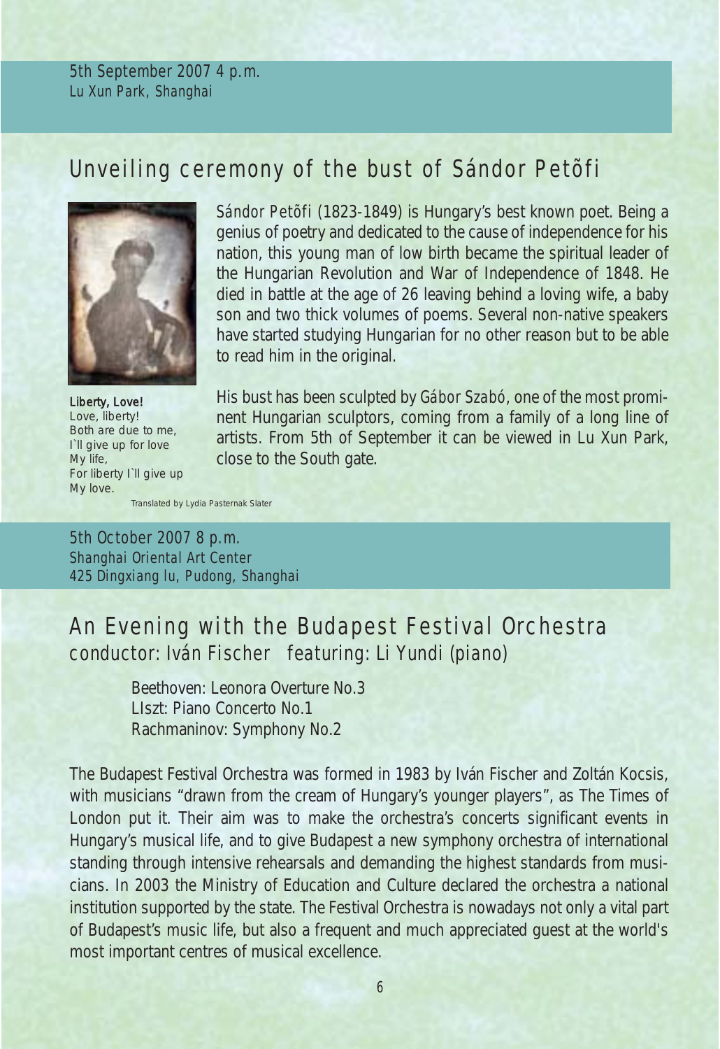5th September 2007 4 p.m.
*Lu Xun Park, Shanghai*

## Unveiling ceremony of the bust of Sándor Petõfi

*Sándor Petõfi* (1823-1849) is Hungary's best known poet. Being a genius of poetry and dedicated to the cause of independence for his nation, this young man of low birth became the spiritual leader of the Hungarian Revolution and War of Independence of 1848. He died in battle at the age of 26 leaving behind a loving wife, a baby son and two thick volumes of poems. Several non-native speakers have started studying Hungarian for no other reason but to be able to read him in the original.

His bust has been sculpted by *Gábor Szabó*, one of the most prominent Hungarian sculptors, coming from a family of a long line of artists. From 5th of September it can be viewed in Lu Xun Park, close to the South gate.

**Liberty, Love!**
Love, liberty!
Both are due to me,
I`ll give up for love
My life,
For liberty I`ll give up
My love.

Translated by Lydia Pasternak Slater

5th October 2007 8 p.m.
*Shanghai Oriental Art Center*
*425 Dingxiang lu, Pudong, Shanghai*

## An Evening with the Budapest Festival Orchestra
### conductor: Iván Fischer featuring: Li Yundi (piano)

Beethoven: Leonora Overture No.3
LIszt: Piano Concerto No.1
Rachmaninov: Symphony No.2

The Budapest Festival Orchestra was formed in 1983 by Iván Fischer and Zoltán Kocsis, with musicians "drawn from the cream of Hungary's younger players", as The Times of London put it. Their aim was to make the orchestra's concerts significant events in Hungary's musical life, and to give Budapest a new symphony orchestra of international standing through intensive rehearsals and demanding the highest standards from musicians. In 2003 the Ministry of Education and Culture declared the orchestra a national institution supported by the state. The Festival Orchestra is nowadays not only a vital part of Budapest's music life, but also a frequent and much appreciated guest at the world's most important centres of musical excellence.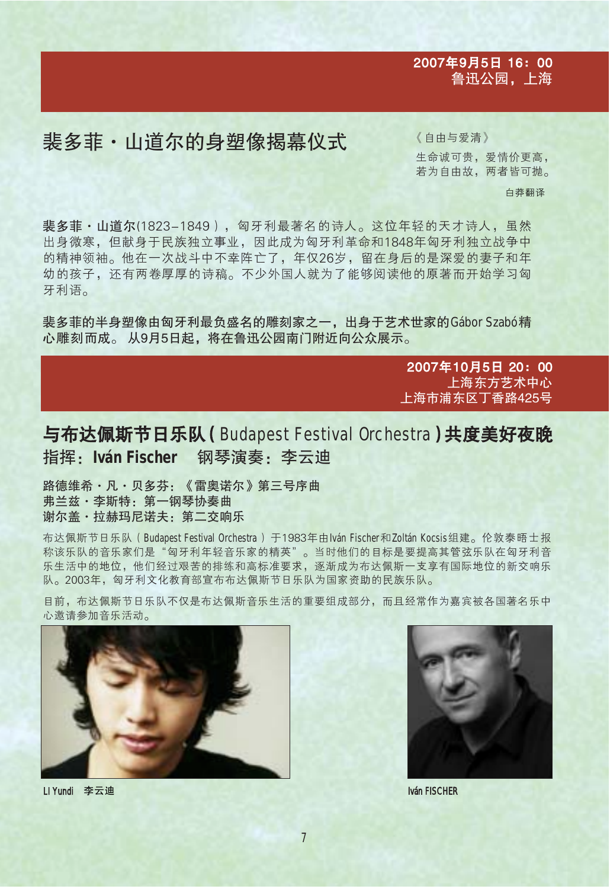**2007年9月5日 16：00**
**鲁迅公园，上海**

## 斐多菲・山道尔的身塑像揭幕仪式

《自由与爱清》

生命诚可贵，爱情价更高，
若为自由故，两者皆可抛。

白莽翻译

**斐多菲・山道尔**(1823–1849)，匈牙利最著名的诗人。这位年轻的天才诗人，虽然出身微寒，但献身于民族独立事业，因此成为匈牙利革命和1848年匈牙利独立战争中的精神领袖。他在一次战斗中不幸阵亡了，年仅26岁，留在身后的是深爱的妻子和年幼的孩子，还有两卷厚厚的诗稿。不少外国人就为了能够阅读他的原著而开始学习匈牙利语。

**斐多菲的半身塑像由匈牙利最负盛名的雕刻家之一，出身于艺术世家的Gábor Szabó精心雕刻而成。 从9月5日起，将在鲁迅公园南门附近向公众展示。**

**2007年10月5日 20：00**
**上海东方艺术中心**
**上海市浦东区丁香路425号**

## 与布达佩斯节日乐队(Budapest Festival Orchestra)共度美好夜晚

### 指挥：Iván Fischer　钢琴演奏：李云迪

**路德维希・凡・贝多芬：《雷奥诺尔》第三号序曲**
**弗兰兹・李斯特：第一钢琴协奏曲**
**谢尔盖・拉赫玛尼诺夫：第二交响乐**

布达佩斯节日乐队（Budapest Festival Orchestra）于1983年由Iván Fischer和Zoltán Kocsis组建。伦敦泰晤士报称该乐队的音乐家们是"匈牙利年轻音乐家的精英"。当时他们的目标是要提高其管弦乐队在匈牙利音乐生活中的地位，他们经过艰苦的排练和高标准要求，逐渐成为布达佩斯一支享有国际地位的新交响乐队。2003年，匈牙利文化教育部宣布布达佩斯节日乐队为国家资助的民族乐队。

目前，布达佩斯节日乐队不仅是布达佩斯音乐生活的重要组成部分，而且经常作为嘉宾被各国著名乐中心邀请参加音乐活动。

LI Yundi　李云迪

Iván FISCHER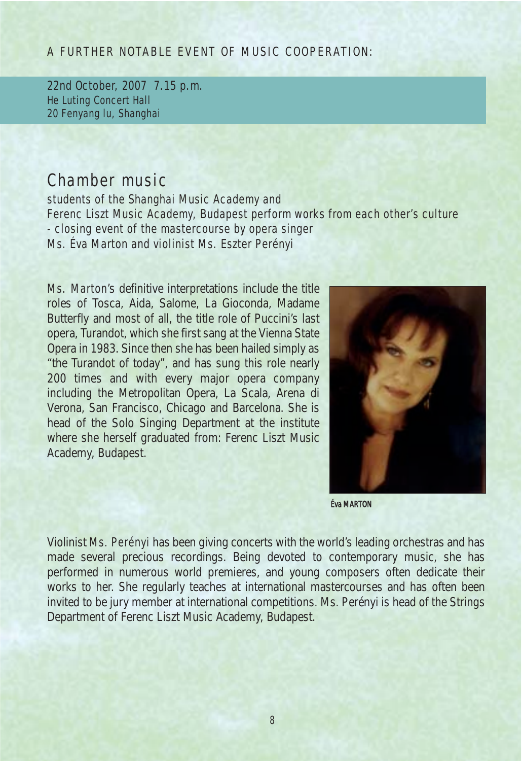A FURTHER NOTABLE EVENT OF MUSIC COOPERATION:

22nd October, 2007 7.15 p.m.
He Luting Concert Hall
20 Fenyang lu, Shanghai

## Chamber music

students of the Shanghai Music Academy and
Ferenc Liszt Music Academy, Budapest perform works from each other's culture
- closing event of the mastercourse by opera singer
Ms. Éva Marton and violinist Ms. Eszter Perényi

Ms. Marton's definitive interpretations include the title roles of Tosca, Aida, Salome, La Gioconda, Madame Butterfly and most of all, the title role of Puccini's last opera, Turandot, which she first sang at the Vienna State Opera in 1983. Since then she has been hailed simply as "the Turandot of today", and has sung this role nearly 200 times and with every major opera company including the Metropolitan Opera, La Scala, Arena di Verona, San Francisco, Chicago and Barcelona. She is head of the Solo Singing Department at the institute where she herself graduated from: Ferenc Liszt Music Academy, Budapest.

Éva MARTON

Violinist Ms. Perényi has been giving concerts with the world's leading orchestras and has made several precious recordings. Being devoted to contemporary music, she has performed in numerous world premieres, and young composers often dedicate their works to her. She regularly teaches at international mastercourses and has often been invited to be jury member at international competitions. Ms. Perényi is head of the Strings Department of Ferenc Liszt Music Academy, Budapest.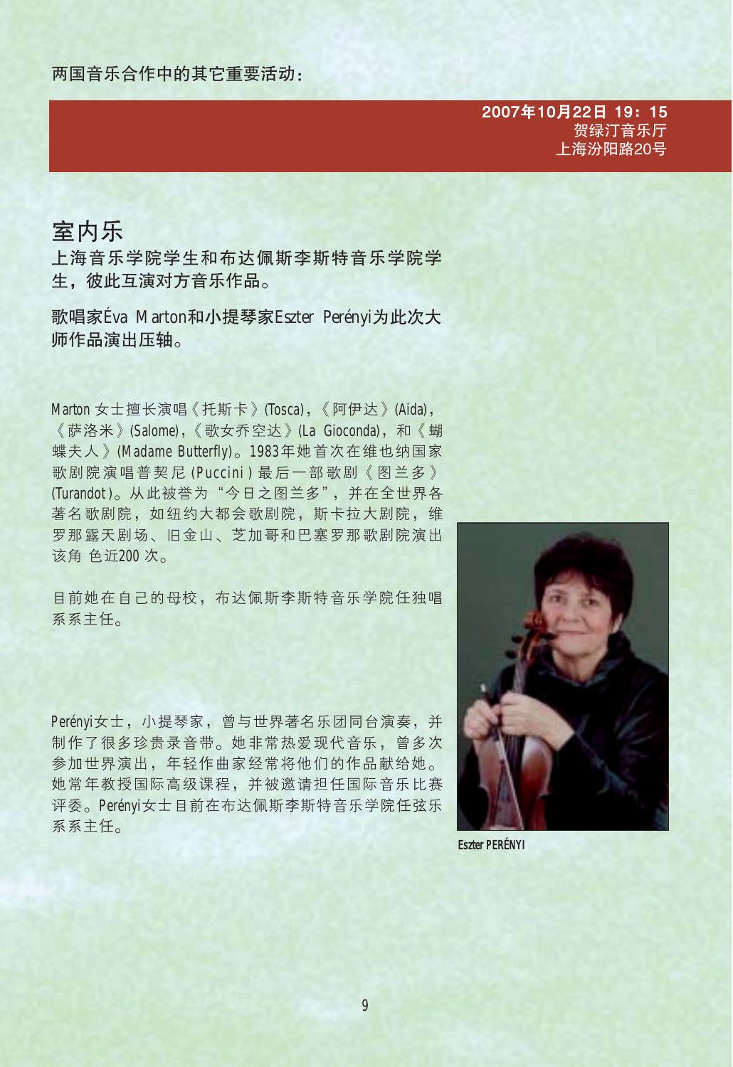两国音乐合作中的其它重要活动：

**2007年10月22日 19：15**
贺绿汀音乐厅
上海汾阳路20号

## 室内乐

**上海音乐学院学生和布达佩斯李斯特音乐学院学生，彼此互演对方音乐作品。**

**歌唱家Éva Marton和小提琴家Eszter Perényi为此次大师作品演出压轴。**

Marton 女士擅长演唱《托斯卡》(Tosca)，《阿伊达》(Aida)，《萨洛米》(Salome)，《歌女乔空达》(La Gioconda)，和《蝴蝶夫人》(Madame Butterfly)。1983年她首次在维也纳国家歌剧院演唱普契尼 (Puccini) 最后一部歌剧《图兰多》(Turandot)。从此被誉为"今日之图兰多"，并在全世界各著名歌剧院，如纽约大都会歌剧院，斯卡拉大剧院，维罗那露天剧场、旧金山、芝加哥和巴塞罗那歌剧院演出该角 色近200 次。

目前她在自己的母校，布达佩斯李斯特音乐学院任独唱系系主任。

Perényi女士，小提琴家，曾与世界著名乐团同台演奏，并制作了很多珍贵录音带。她非常热爱现代音乐，曾多次参加世界演出，年轻作曲家经常将他们的作品献给她。她常年教授国际高级课程，并被邀请担任国际音乐比赛评委。Perényi女士目前在布达佩斯李斯特音乐学院任弦乐系系主任。

Eszter PERÉNYI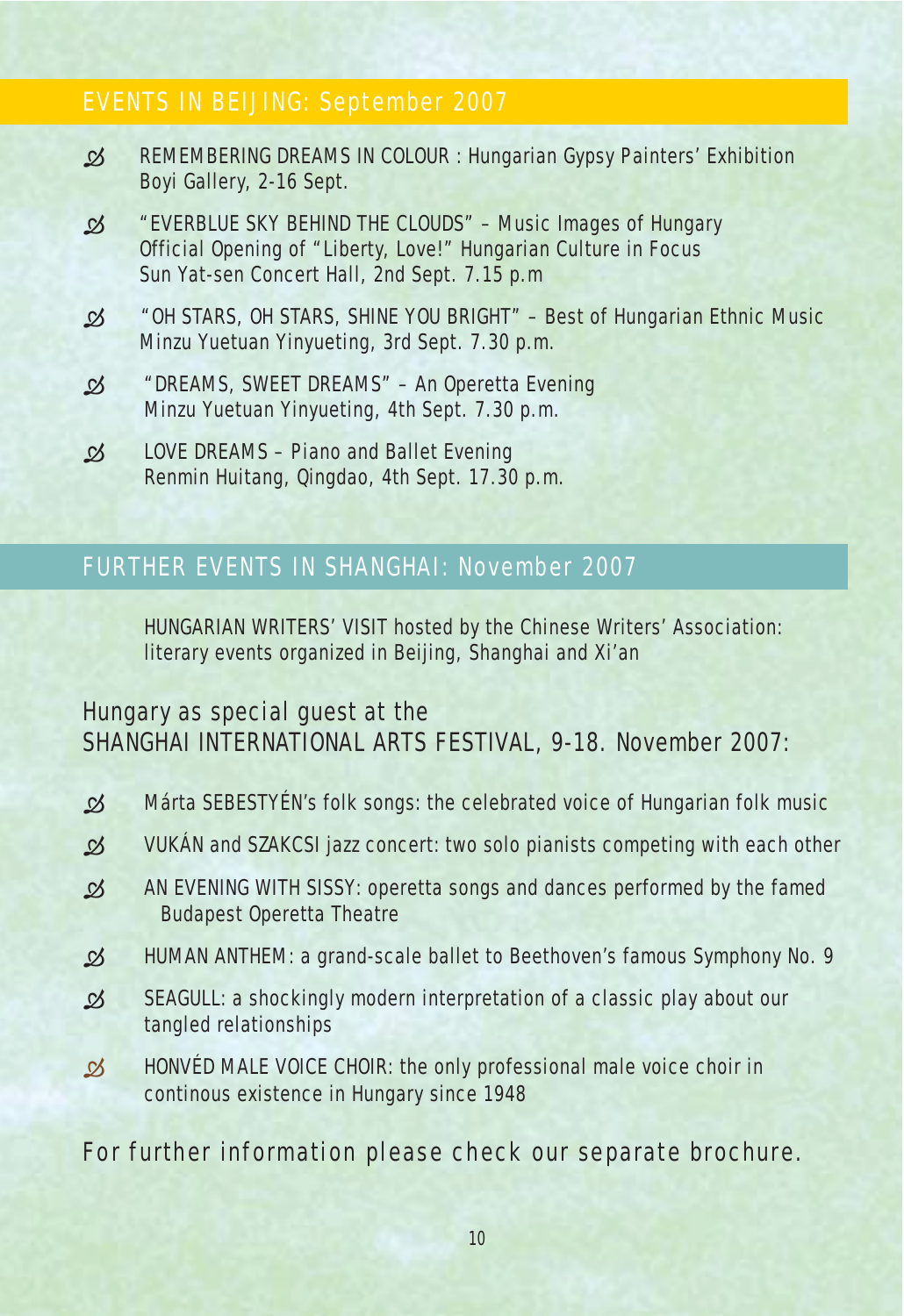## EVENTS IN BEIJING: September 2007

- REMEMBERING DREAMS IN COLOUR : Hungarian Gypsy Painters' Exhibition
  Boyi Gallery, 2-16 Sept.
- "EVERBLUE SKY BEHIND THE CLOUDS" – Music Images of Hungary
  Official Opening of "Liberty, Love!" Hungarian Culture in Focus
  Sun Yat-sen Concert Hall, 2nd Sept. 7.15 p.m
- "OH STARS, OH STARS, SHINE YOU BRIGHT" – Best of Hungarian Ethnic Music
  Minzu Yuetuan Yinyueting, 3rd Sept. 7.30 p.m.
- "DREAMS, SWEET DREAMS" – An Operetta Evening
  Minzu Yuetuan Yinyueting, 4th Sept. 7.30 p.m.
- LOVE DREAMS – Piano and Ballet Evening
  Renmin Huitang, Qingdao, 4th Sept. 17.30 p.m.

## FURTHER EVENTS IN SHANGHAI: November 2007

HUNGARIAN WRITERS' VISIT hosted by the Chinese Writers' Association:
literary events organized in Beijing, Shanghai and Xi'an

### Hungary as special guest at the SHANGHAI INTERNATIONAL ARTS FESTIVAL, 9-18. November 2007:

- Márta SEBESTYÉN's folk songs: the celebrated voice of Hungarian folk music
- VUKÁN and SZAKCSI jazz concert: two solo pianists competing with each other
- AN EVENING WITH SISSY: operetta songs and dances performed by the famed Budapest Operetta Theatre
- HUMAN ANTHEM: a grand-scale ballet to Beethoven's famous Symphony No. 9
- SEAGULL: a shockingly modern interpretation of a classic play about our tangled relationships
- HONVÉD MALE VOICE CHOIR: the only professional male voice choir in continous existence in Hungary since 1948

For further information please check our separate brochure.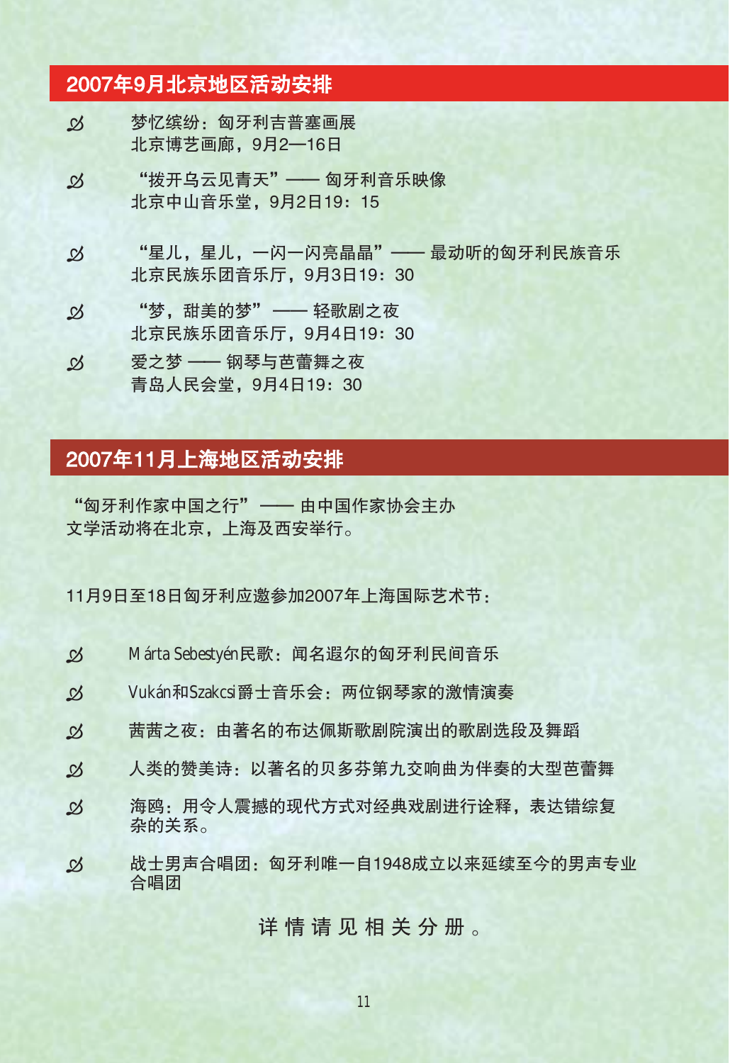## 2007年9月北京地区活动安排

- 梦忆缤纷：匈牙利吉普塞画展
  北京博艺画廊，9月2—16日
- “拨开乌云见青天”—— 匈牙利音乐映像
  北京中山音乐堂，9月2日19：15
- “星儿，星儿，一闪一闪亮晶晶”—— 最动听的匈牙利民族音乐
  北京民族乐团音乐厅，9月3日19：30
- “梦，甜美的梦”—— 轻歌剧之夜
  北京民族乐团音乐厅，9月4日19：30
- 爱之梦 —— 钢琴与芭蕾舞之夜
  青岛人民会堂，9月4日19：30

## 2007年11月上海地区活动安排

“匈牙利作家中国之行”—— 由中国作家协会主办
文学活动将在北京，上海及西安举行。

11月9日至18日匈牙利应邀参加2007年上海国际艺术节：

- Márta Sebestyén民歌：闻名遐尔的匈牙利民间音乐
- Vukán和Szakcsi爵士音乐会：两位钢琴家的激情演奏
- 茜茜之夜：由著名的布达佩斯歌剧院演出的歌剧选段及舞蹈
- 人类的赞美诗：以著名的贝多芬第九交响曲为伴奏的大型芭蕾舞
- 海鸥：用令人震撼的现代方式对经典戏剧进行诠释，表达错综复杂的关系。
- 战士男声合唱团：匈牙利唯一自1948成立以来延续至今的男声专业合唱团

详 情 请 见 相 关 分 册 。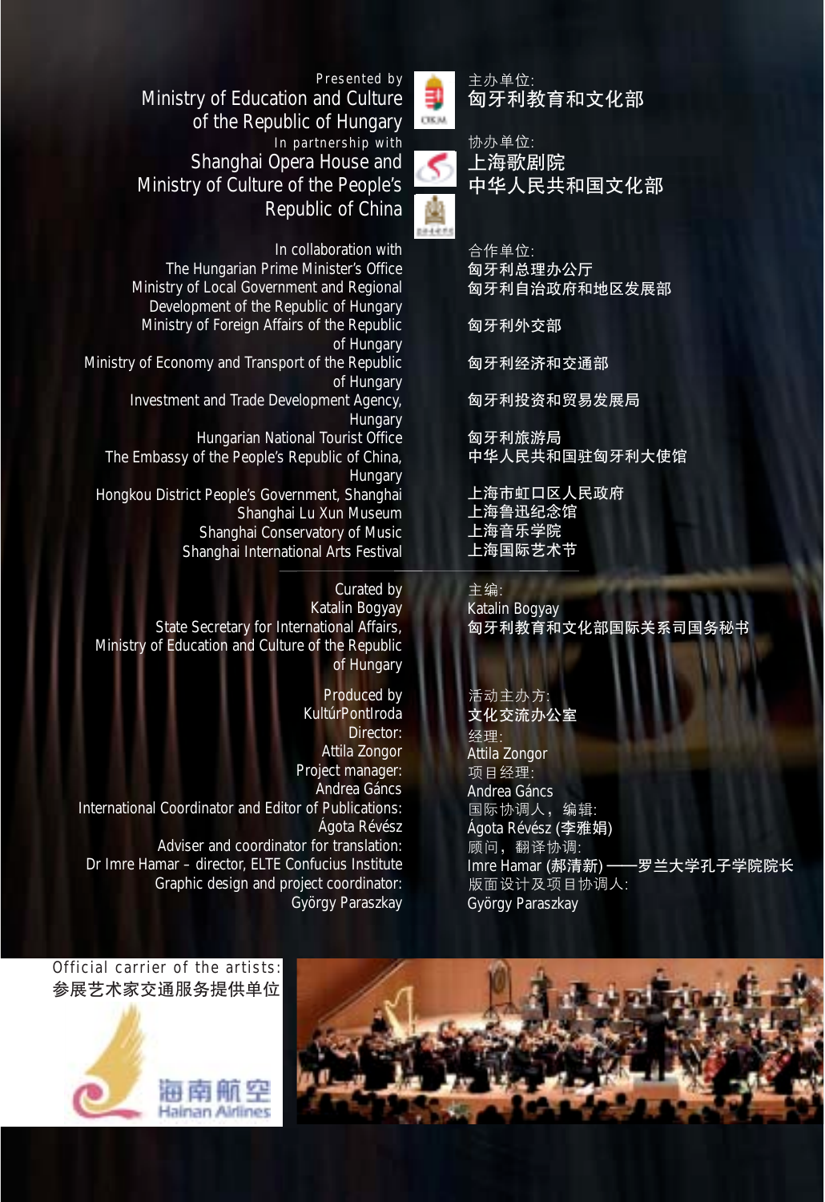Presented by
Ministry of Education and Culture of the Republic of Hungary

In partnership with
Shanghai Opera House and Ministry of Culture of the People's Republic of China

主办单位:
匈牙利教育和文化部

协办单位:
上海歌剧院
中华人民共和国文化部

In collaboration with
The Hungarian Prime Minister's Office
Ministry of Local Government and Regional Development of the Republic of Hungary
Ministry of Foreign Affairs of the Republic of Hungary
Ministry of Economy and Transport of the Republic of Hungary
Investment and Trade Development Agency, Hungary
Hungarian National Tourist Office
The Embassy of the People's Republic of China, Hungary
Hongkou District People's Government, Shanghai
Shanghai Lu Xun Museum
Shanghai Conservatory of Music
Shanghai International Arts Festival

合作单位:
匈牙利总理办公厅
匈牙利自治政府和地区发展部
匈牙利外交部
匈牙利经济和交通部
匈牙利投资和贸易发展局
匈牙利旅游局
中华人民共和国驻匈牙利大使馆
上海市虹口区人民政府
上海鲁迅纪念馆
上海音乐学院
上海国际艺术节

Curated by
Katalin Bogyay
State Secretary for International Affairs, Ministry of Education and Culture of the Republic of Hungary

主编:
Katalin Bogyay
匈牙利教育和文化部国际关系司国务秘书

Produced by
KultúrPontIroda
Director:
Attila Zongor
Project manager:
Andrea Gáncs
International Coordinator and Editor of Publications:
Ágota Révész
Adviser and coordinator for translation:
Dr Imre Hamar – director, ELTE Confucius Institute
Graphic design and project coordinator:
György Paraszkay

活动主办方:
文化交流办公室
经理:
Attila Zongor
项目经理:
Andrea Gáncs
国际协调人，编辑:
Ágota Révész (李雅娟)
顾问，翻译协调:
Imre Hamar (郝清新) ——罗兰大学孔子学院院长
版面设计及项目协调人:
György Paraszkay

Official carrier of the artists:
参展艺术家交通服务提供单位

海南航空
Hainan Airlines